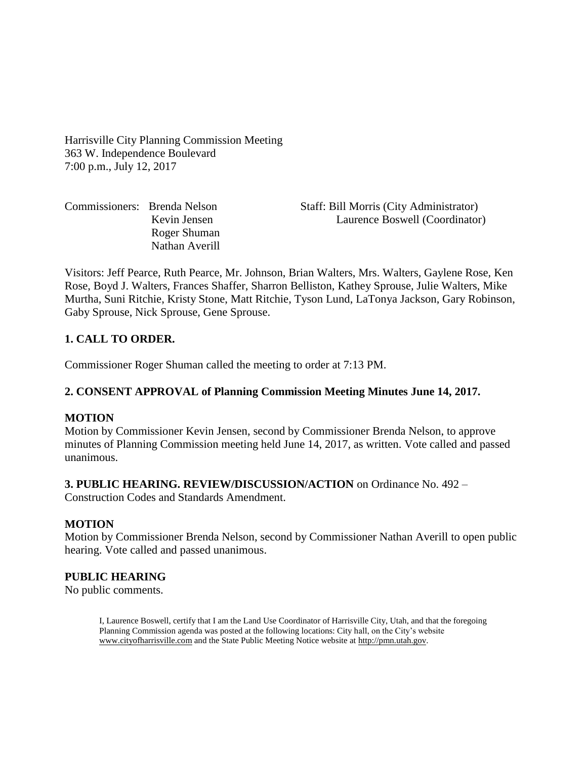Harrisville City Planning Commission Meeting
363 W. Independence Boulevard
7:00 p.m., July 12, 2017

Commissioners: Brenda Nelson
Kevin Jensen
Roger Shuman
Nathan Averill

Staff: Bill Morris (City Administrator)
Laurence Boswell (Coordinator)

Visitors: Jeff Pearce, Ruth Pearce, Mr. Johnson, Brian Walters, Mrs. Walters, Gaylene Rose, Ken Rose, Boyd J. Walters, Frances Shaffer, Sharron Belliston, Kathey Sprouse, Julie Walters, Mike Murtha, Suni Ritchie, Kristy Stone, Matt Ritchie, Tyson Lund, LaTonya Jackson, Gary Robinson, Gaby Sprouse, Nick Sprouse, Gene Sprouse.

## 1. CALL TO ORDER.

Commissioner Roger Shuman called the meeting to order at 7:13 PM.

## 2. CONSENT APPROVAL of Planning Commission Meeting Minutes June 14, 2017.

### MOTION

Motion by Commissioner Kevin Jensen, second by Commissioner Brenda Nelson, to approve minutes of Planning Commission meeting held June 14, 2017, as written. Vote called and passed unanimous.

**3. PUBLIC HEARING. REVIEW/DISCUSSION/ACTION** on Ordinance No. 492 – Construction Codes and Standards Amendment.

### MOTION

Motion by Commissioner Brenda Nelson, second by Commissioner Nathan Averill to open public hearing. Vote called and passed unanimous.

### PUBLIC HEARING

No public comments.

I, Laurence Boswell, certify that I am the Land Use Coordinator of Harrisville City, Utah, and that the foregoing Planning Commission agenda was posted at the following locations: City hall, on the City's website www.cityofharrisville.com and the State Public Meeting Notice website at http://pmn.utah.gov.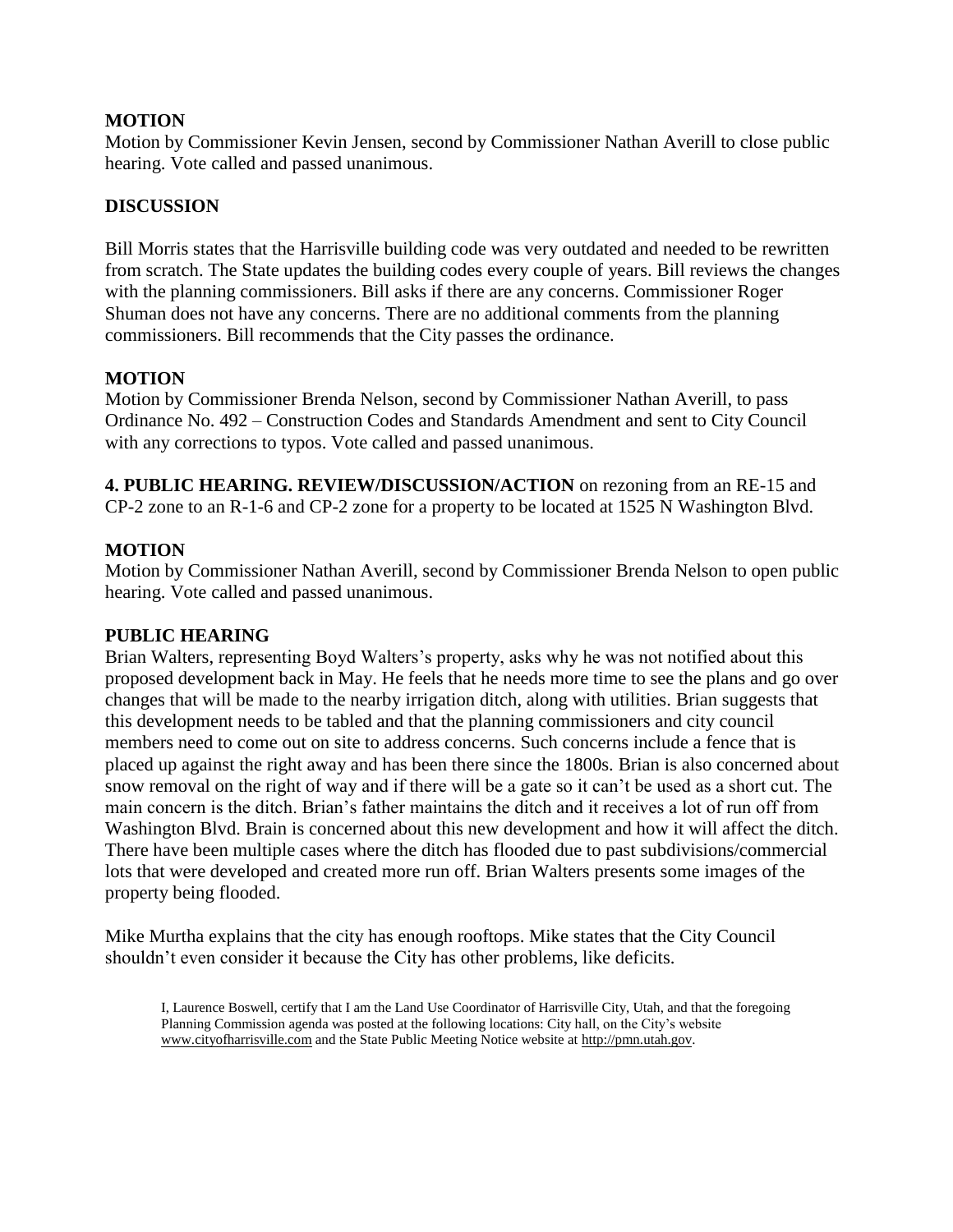**MOTION**

Motion by Commissioner Kevin Jensen, second by Commissioner Nathan Averill to close public hearing. Vote called and passed unanimous.

**DISCUSSION**

Bill Morris states that the Harrisville building code was very outdated and needed to be rewritten from scratch. The State updates the building codes every couple of years. Bill reviews the changes with the planning commissioners. Bill asks if there are any concerns. Commissioner Roger Shuman does not have any concerns. There are no additional comments from the planning commissioners. Bill recommends that the City passes the ordinance.

**MOTION**

Motion by Commissioner Brenda Nelson, second by Commissioner Nathan Averill, to pass Ordinance No. 492 – Construction Codes and Standards Amendment and sent to City Council with any corrections to typos. Vote called and passed unanimous.

**4. PUBLIC HEARING. REVIEW/DISCUSSION/ACTION** on rezoning from an RE-15 and CP-2 zone to an R-1-6 and CP-2 zone for a property to be located at 1525 N Washington Blvd.

**MOTION**

Motion by Commissioner Nathan Averill, second by Commissioner Brenda Nelson to open public hearing. Vote called and passed unanimous.

**PUBLIC HEARING**

Brian Walters, representing Boyd Walters's property, asks why he was not notified about this proposed development back in May. He feels that he needs more time to see the plans and go over changes that will be made to the nearby irrigation ditch, along with utilities. Brian suggests that this development needs to be tabled and that the planning commissioners and city council members need to come out on site to address concerns. Such concerns include a fence that is placed up against the right away and has been there since the 1800s. Brian is also concerned about snow removal on the right of way and if there will be a gate so it can't be used as a short cut. The main concern is the ditch. Brian's father maintains the ditch and it receives a lot of run off from Washington Blvd. Brain is concerned about this new development and how it will affect the ditch. There have been multiple cases where the ditch has flooded due to past subdivisions/commercial lots that were developed and created more run off. Brian Walters presents some images of the property being flooded.

Mike Murtha explains that the city has enough rooftops. Mike states that the City Council shouldn't even consider it because the City has other problems, like deficits.

I, Laurence Boswell, certify that I am the Land Use Coordinator of Harrisville City, Utah, and that the foregoing Planning Commission agenda was posted at the following locations: City hall, on the City's website www.cityofharrisville.com and the State Public Meeting Notice website at http://pmn.utah.gov.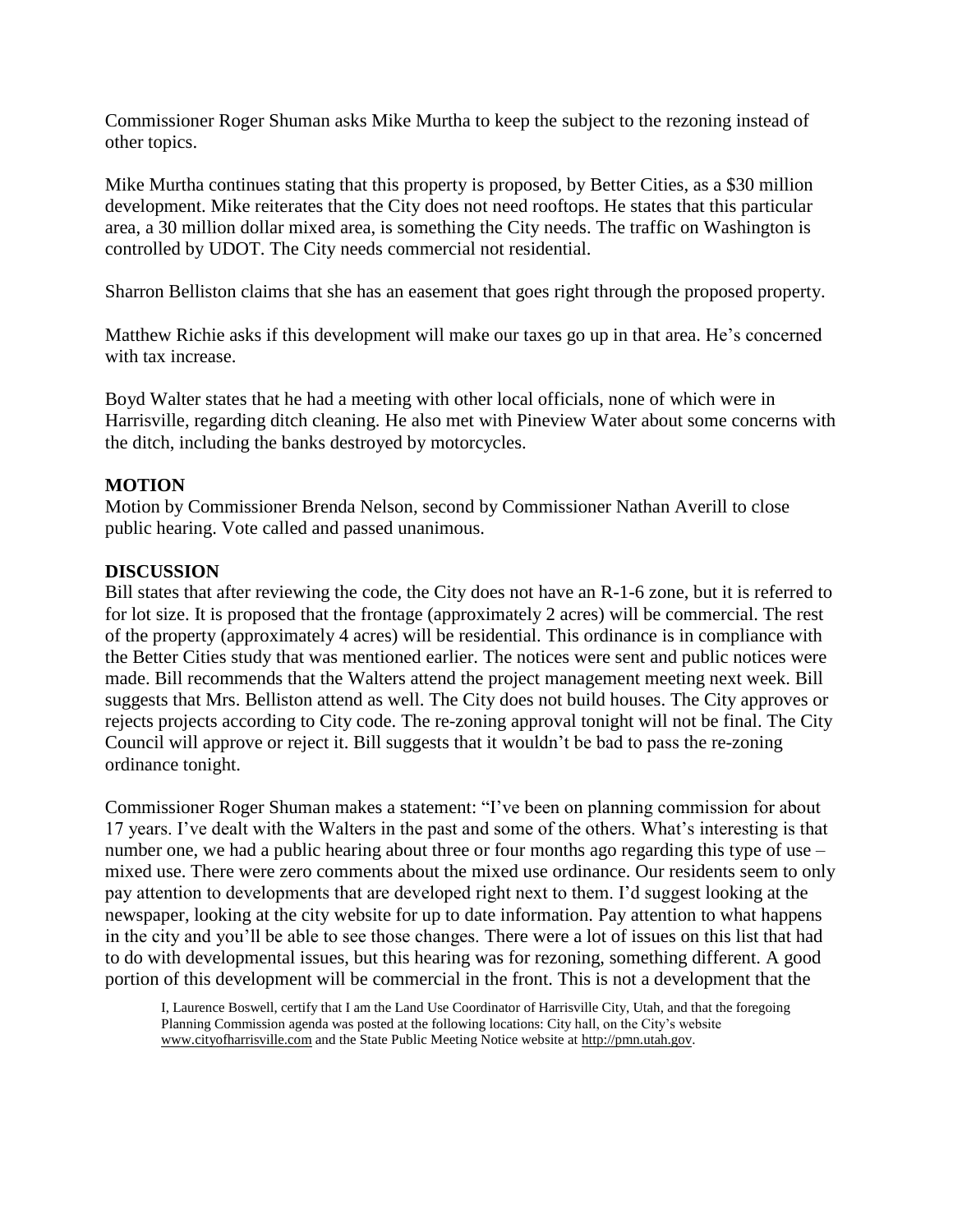Commissioner Roger Shuman asks Mike Murtha to keep the subject to the rezoning instead of other topics.

Mike Murtha continues stating that this property is proposed, by Better Cities, as a $30 million development. Mike reiterates that the City does not need rooftops. He states that this particular area, a 30 million dollar mixed area, is something the City needs. The traffic on Washington is controlled by UDOT. The City needs commercial not residential.

Sharron Belliston claims that she has an easement that goes right through the proposed property.

Matthew Richie asks if this development will make our taxes go up in that area. He's concerned with tax increase.

Boyd Walter states that he had a meeting with other local officials, none of which were in Harrisville, regarding ditch cleaning. He also met with Pineview Water about some concerns with the ditch, including the banks destroyed by motorcycles.

**MOTION**
Motion by Commissioner Brenda Nelson, second by Commissioner Nathan Averill to close public hearing. Vote called and passed unanimous.

**DISCUSSION**
Bill states that after reviewing the code, the City does not have an R-1-6 zone, but it is referred to for lot size. It is proposed that the frontage (approximately 2 acres) will be commercial. The rest of the property (approximately 4 acres) will be residential. This ordinance is in compliance with the Better Cities study that was mentioned earlier. The notices were sent and public notices were made. Bill recommends that the Walters attend the project management meeting next week. Bill suggests that Mrs. Belliston attend as well. The City does not build houses. The City approves or rejects projects according to City code. The re-zoning approval tonight will not be final. The City Council will approve or reject it. Bill suggests that it wouldn't be bad to pass the re-zoning ordinance tonight.

Commissioner Roger Shuman makes a statement: "I've been on planning commission for about 17 years. I've dealt with the Walters in the past and some of the others. What's interesting is that number one, we had a public hearing about three or four months ago regarding this type of use – mixed use. There were zero comments about the mixed use ordinance. Our residents seem to only pay attention to developments that are developed right next to them. I'd suggest looking at the newspaper, looking at the city website for up to date information. Pay attention to what happens in the city and you'll be able to see those changes. There were a lot of issues on this list that had to do with developmental issues, but this hearing was for rezoning, something different. A good portion of this development will be commercial in the front. This is not a development that the

I, Laurence Boswell, certify that I am the Land Use Coordinator of Harrisville City, Utah, and that the foregoing Planning Commission agenda was posted at the following locations: City hall, on the City's website www.cityofharrisville.com and the State Public Meeting Notice website at http://pmn.utah.gov.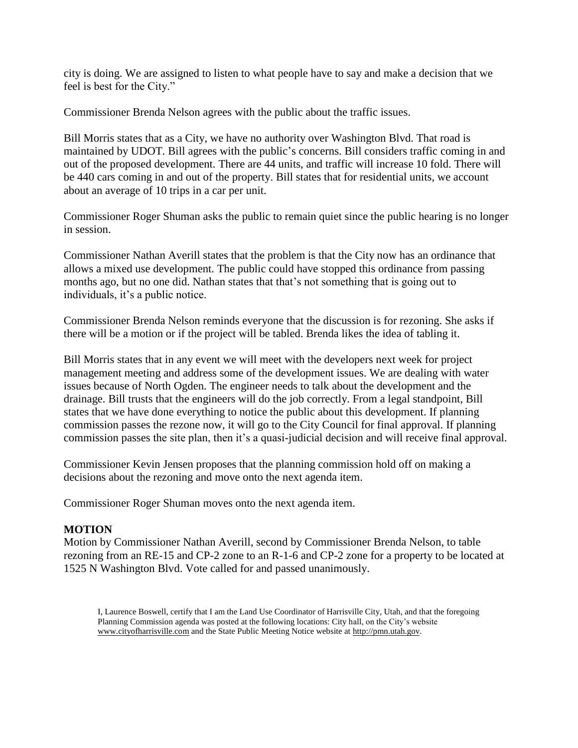city is doing. We are assigned to listen to what people have to say and make a decision that we feel is best for the City."

Commissioner Brenda Nelson agrees with the public about the traffic issues.

Bill Morris states that as a City, we have no authority over Washington Blvd. That road is maintained by UDOT. Bill agrees with the public's concerns. Bill considers traffic coming in and out of the proposed development. There are 44 units, and traffic will increase 10 fold. There will be 440 cars coming in and out of the property. Bill states that for residential units, we account about an average of 10 trips in a car per unit.

Commissioner Roger Shuman asks the public to remain quiet since the public hearing is no longer in session.

Commissioner Nathan Averill states that the problem is that the City now has an ordinance that allows a mixed use development. The public could have stopped this ordinance from passing months ago, but no one did. Nathan states that that's not something that is going out to individuals, it's a public notice.

Commissioner Brenda Nelson reminds everyone that the discussion is for rezoning. She asks if there will be a motion or if the project will be tabled. Brenda likes the idea of tabling it.

Bill Morris states that in any event we will meet with the developers next week for project management meeting and address some of the development issues. We are dealing with water issues because of North Ogden. The engineer needs to talk about the development and the drainage. Bill trusts that the engineers will do the job correctly. From a legal standpoint, Bill states that we have done everything to notice the public about this development. If planning commission passes the rezone now, it will go to the City Council for final approval. If planning commission passes the site plan, then it's a quasi-judicial decision and will receive final approval.

Commissioner Kevin Jensen proposes that the planning commission hold off on making a decisions about the rezoning and move onto the next agenda item.

Commissioner Roger Shuman moves onto the next agenda item.

**MOTION**

Motion by Commissioner Nathan Averill, second by Commissioner Brenda Nelson, to table rezoning from an RE-15 and CP-2 zone to an R-1-6 and CP-2 zone for a property to be located at 1525 N Washington Blvd. Vote called for and passed unanimously.

I, Laurence Boswell, certify that I am the Land Use Coordinator of Harrisville City, Utah, and that the foregoing Planning Commission agenda was posted at the following locations: City hall, on the City's website www.cityofharrisville.com and the State Public Meeting Notice website at http://pmn.utah.gov.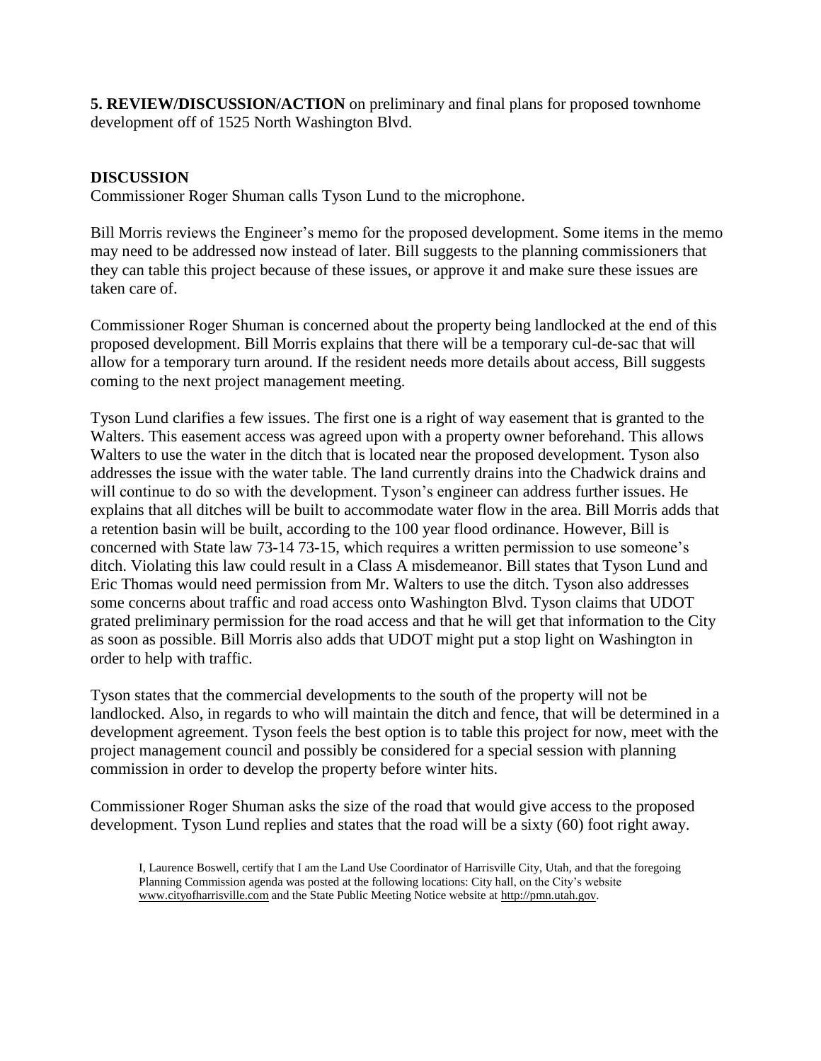**5. REVIEW/DISCUSSION/ACTION** on preliminary and final plans for proposed townhome development off of 1525 North Washington Blvd.

**DISCUSSION**
Commissioner Roger Shuman calls Tyson Lund to the microphone.

Bill Morris reviews the Engineer's memo for the proposed development. Some items in the memo may need to be addressed now instead of later. Bill suggests to the planning commissioners that they can table this project because of these issues, or approve it and make sure these issues are taken care of.

Commissioner Roger Shuman is concerned about the property being landlocked at the end of this proposed development. Bill Morris explains that there will be a temporary cul-de-sac that will allow for a temporary turn around. If the resident needs more details about access, Bill suggests coming to the next project management meeting.

Tyson Lund clarifies a few issues. The first one is a right of way easement that is granted to the Walters. This easement access was agreed upon with a property owner beforehand. This allows Walters to use the water in the ditch that is located near the proposed development. Tyson also addresses the issue with the water table. The land currently drains into the Chadwick drains and will continue to do so with the development. Tyson's engineer can address further issues. He explains that all ditches will be built to accommodate water flow in the area. Bill Morris adds that a retention basin will be built, according to the 100 year flood ordinance. However, Bill is concerned with State law 73-14 73-15, which requires a written permission to use someone's ditch. Violating this law could result in a Class A misdemeanor. Bill states that Tyson Lund and Eric Thomas would need permission from Mr. Walters to use the ditch. Tyson also addresses some concerns about traffic and road access onto Washington Blvd. Tyson claims that UDOT grated preliminary permission for the road access and that he will get that information to the City as soon as possible. Bill Morris also adds that UDOT might put a stop light on Washington in order to help with traffic.

Tyson states that the commercial developments to the south of the property will not be landlocked. Also, in regards to who will maintain the ditch and fence, that will be determined in a development agreement. Tyson feels the best option is to table this project for now, meet with the project management council and possibly be considered for a special session with planning commission in order to develop the property before winter hits.

Commissioner Roger Shuman asks the size of the road that would give access to the proposed development. Tyson Lund replies and states that the road will be a sixty (60) foot right away.

I, Laurence Boswell, certify that I am the Land Use Coordinator of Harrisville City, Utah, and that the foregoing Planning Commission agenda was posted at the following locations: City hall, on the City's website www.cityofharrisville.com and the State Public Meeting Notice website at http://pmn.utah.gov.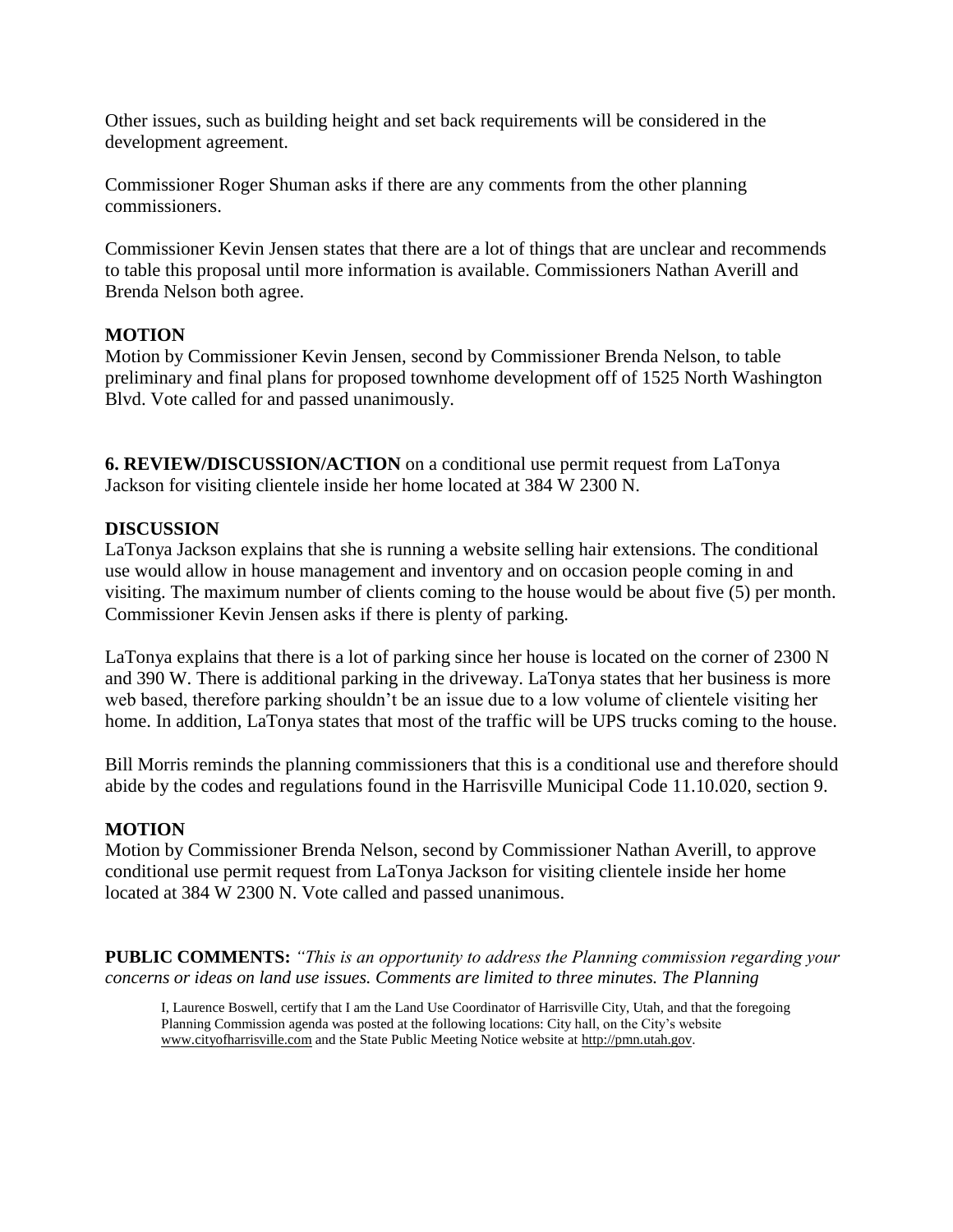Other issues, such as building height and set back requirements will be considered in the development agreement.

Commissioner Roger Shuman asks if there are any comments from the other planning commissioners.

Commissioner Kevin Jensen states that there are a lot of things that are unclear and recommends to table this proposal until more information is available. Commissioners Nathan Averill and Brenda Nelson both agree.

**MOTION**
Motion by Commissioner Kevin Jensen, second by Commissioner Brenda Nelson, to table preliminary and final plans for proposed townhome development off of 1525 North Washington Blvd. Vote called for and passed unanimously.

**6. REVIEW/DISCUSSION/ACTION** on a conditional use permit request from LaTonya Jackson for visiting clientele inside her home located at 384 W 2300 N.

**DISCUSSION**
LaTonya Jackson explains that she is running a website selling hair extensions. The conditional use would allow in house management and inventory and on occasion people coming in and visiting. The maximum number of clients coming to the house would be about five (5) per month. Commissioner Kevin Jensen asks if there is plenty of parking.

LaTonya explains that there is a lot of parking since her house is located on the corner of 2300 N and 390 W. There is additional parking in the driveway. LaTonya states that her business is more web based, therefore parking shouldn't be an issue due to a low volume of clientele visiting her home. In addition, LaTonya states that most of the traffic will be UPS trucks coming to the house.

Bill Morris reminds the planning commissioners that this is a conditional use and therefore should abide by the codes and regulations found in the Harrisville Municipal Code 11.10.020, section 9.

**MOTION**
Motion by Commissioner Brenda Nelson, second by Commissioner Nathan Averill, to approve conditional use permit request from LaTonya Jackson for visiting clientele inside her home located at 384 W 2300 N. Vote called and passed unanimous.

**PUBLIC COMMENTS:** *"This is an opportunity to address the Planning commission regarding your concerns or ideas on land use issues. Comments are limited to three minutes. The Planning*

I, Laurence Boswell, certify that I am the Land Use Coordinator of Harrisville City, Utah, and that the foregoing Planning Commission agenda was posted at the following locations: City hall, on the City's website www.cityofharrisville.com and the State Public Meeting Notice website at http://pmn.utah.gov.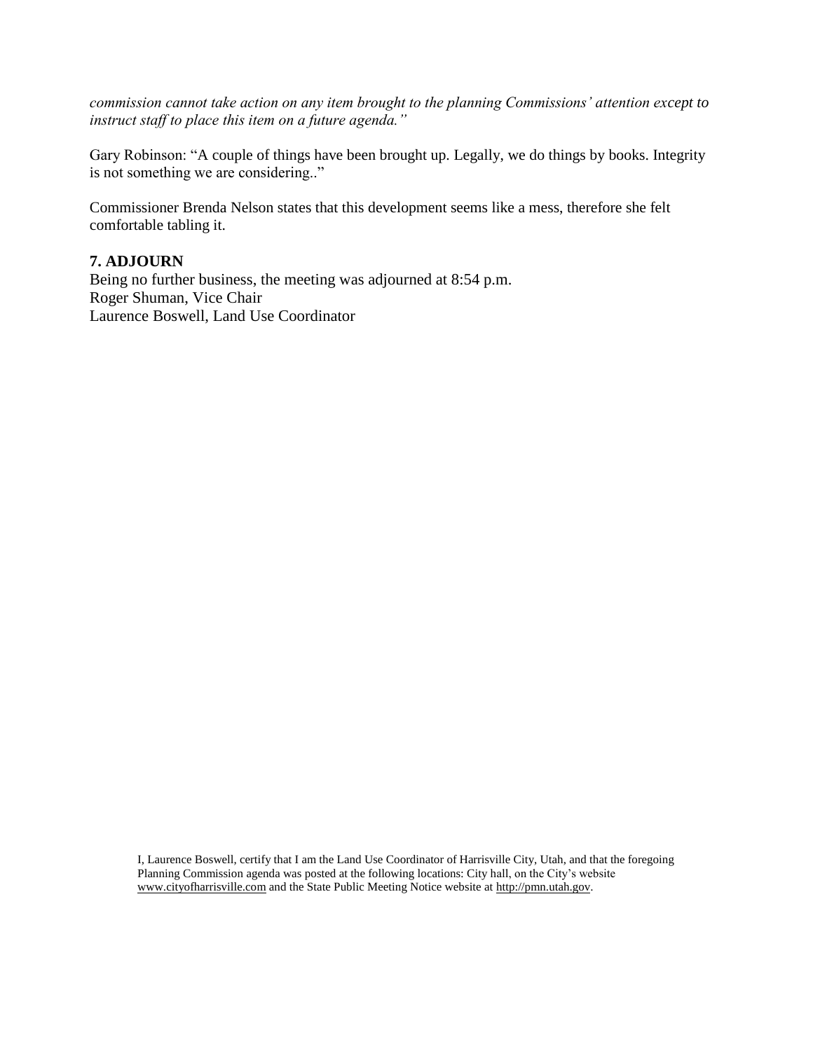*commission cannot take action on any item brought to the planning Commissions' attention except to instruct staff to place this item on a future agenda."*

Gary Robinson: "A couple of things have been brought up. Legally, we do things by books. Integrity is not something we are considering.."

Commissioner Brenda Nelson states that this development seems like a mess, therefore she felt comfortable tabling it.

**7. ADJOURN**

Being no further business, the meeting was adjourned at 8:54 p.m.
Roger Shuman, Vice Chair
Laurence Boswell, Land Use Coordinator

I, Laurence Boswell, certify that I am the Land Use Coordinator of Harrisville City, Utah, and that the foregoing Planning Commission agenda was posted at the following locations: City hall, on the City's website www.cityofharrisville.com and the State Public Meeting Notice website at http://pmn.utah.gov.